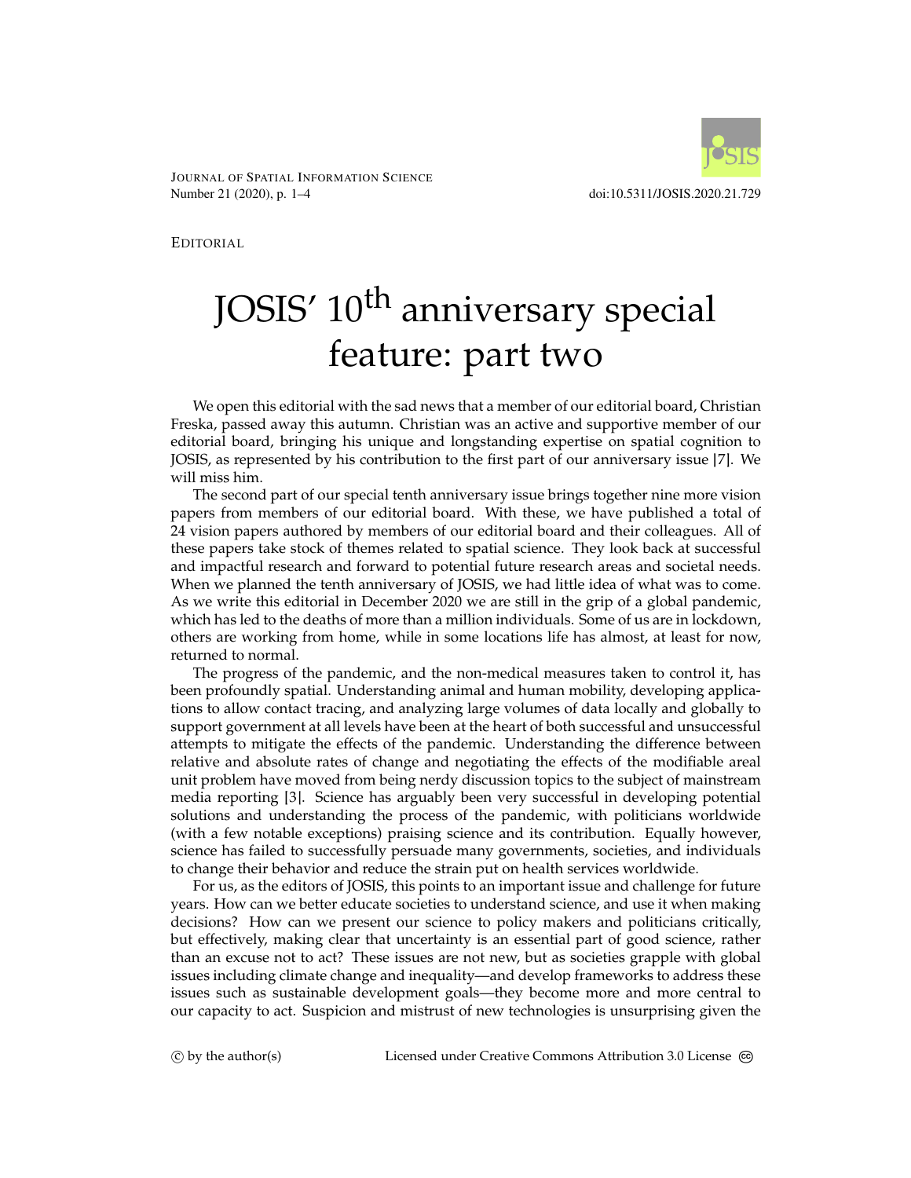Editorial

# JOSIS' 10$^{\text{th}}$ anniversary special feature: part two

We open this editorial with the sad news that a member of our editorial board, Christian Freska, passed away this autumn. Christian was an active and supportive member of our editorial board, bringing his unique and longstanding expertise on spatial cognition to JOSIS, as represented by his contribution to the first part of our anniversary issue [7]. We will miss him.

The second part of our special tenth anniversary issue brings together nine more vision papers from members of our editorial board. With these, we have published a total of 24 vision papers authored by members of our editorial board and their colleagues. All of these papers take stock of themes related to spatial science. They look back at successful and impactful research and forward to potential future research areas and societal needs. When we planned the tenth anniversary of JOSIS, we had little idea of what was to come. As we write this editorial in December 2020 we are still in the grip of a global pandemic, which has led to the deaths of more than a million individuals. Some of us are in lockdown, others are working from home, while in some locations life has almost, at least for now, returned to normal.

The progress of the pandemic, and the non-medical measures taken to control it, has been profoundly spatial. Understanding animal and human mobility, developing applications to allow contact tracing, and analyzing large volumes of data locally and globally to support government at all levels have been at the heart of both successful and unsuccessful attempts to mitigate the effects of the pandemic. Understanding the difference between relative and absolute rates of change and negotiating the effects of the modifiable areal unit problem have moved from being nerdy discussion topics to the subject of mainstream media reporting [3]. Science has arguably been very successful in developing potential solutions and understanding the process of the pandemic, with politicians worldwide (with a few notable exceptions) praising science and its contribution. Equally however, science has failed to successfully persuade many governments, societies, and individuals to change their behavior and reduce the strain put on health services worldwide.

For us, as the editors of JOSIS, this points to an important issue and challenge for future years. How can we better educate societies to understand science, and use it when making decisions? How can we present our science to policy makers and politicians critically, but effectively, making clear that uncertainty is an essential part of good science, rather than an excuse not to act? These issues are not new, but as societies grapple with global issues including climate change and inequality—and develop frameworks to address these issues such as sustainable development goals—they become more and more central to our capacity to act. Suspicion and mistrust of new technologies is unsurprising given the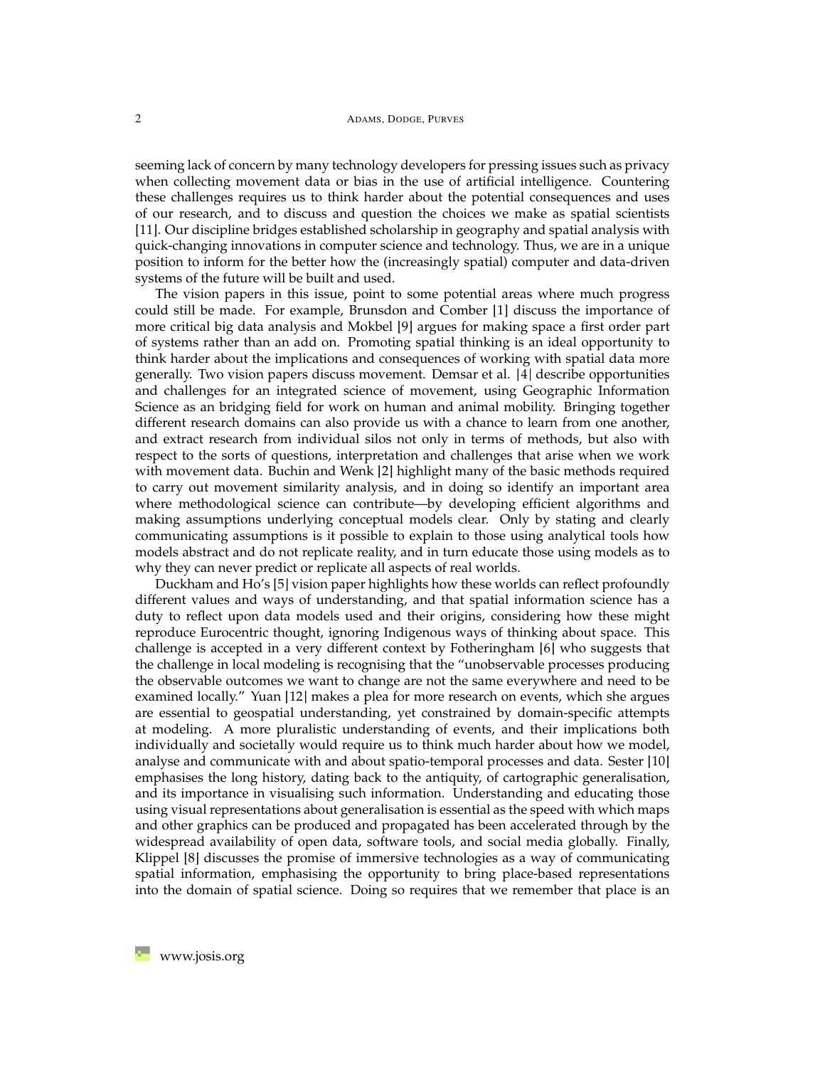seeming lack of concern by many technology developers for pressing issues such as privacy when collecting movement data or bias in the use of artificial intelligence. Countering these challenges requires us to think harder about the potential consequences and uses of our research, and to discuss and question the choices we make as spatial scientists [11]. Our discipline bridges established scholarship in geography and spatial analysis with quick-changing innovations in computer science and technology. Thus, we are in a unique position to inform for the better how the (increasingly spatial) computer and data-driven systems of the future will be built and used.

The vision papers in this issue, point to some potential areas where much progress could still be made. For example, Brunsdon and Comber [1] discuss the importance of more critical big data analysis and Mokbel [9] argues for making space a first order part of systems rather than an add on. Promoting spatial thinking is an ideal opportunity to think harder about the implications and consequences of working with spatial data more generally. Two vision papers discuss movement. Demsar et al. [4] describe opportunities and challenges for an integrated science of movement, using Geographic Information Science as an bridging field for work on human and animal mobility. Bringing together different research domains can also provide us with a chance to learn from one another, and extract research from individual silos not only in terms of methods, but also with respect to the sorts of questions, interpretation and challenges that arise when we work with movement data. Buchin and Wenk [2] highlight many of the basic methods required to carry out movement similarity analysis, and in doing so identify an important area where methodological science can contribute—by developing efficient algorithms and making assumptions underlying conceptual models clear. Only by stating and clearly communicating assumptions is it possible to explain to those using analytical tools how models abstract and do not replicate reality, and in turn educate those using models as to why they can never predict or replicate all aspects of real worlds.

Duckham and Ho's [5] vision paper highlights how these worlds can reflect profoundly different values and ways of understanding, and that spatial information science has a duty to reflect upon data models used and their origins, considering how these might reproduce Eurocentric thought, ignoring Indigenous ways of thinking about space. This challenge is accepted in a very different context by Fotheringham [6] who suggests that the challenge in local modeling is recognising that the "unobservable processes producing the observable outcomes we want to change are not the same everywhere and need to be examined locally." Yuan [12] makes a plea for more research on events, which she argues are essential to geospatial understanding, yet constrained by domain-specific attempts at modeling. A more pluralistic understanding of events, and their implications both individually and societally would require us to think much harder about how we model, analyse and communicate with and about spatio-temporal processes and data. Sester [10] emphasises the long history, dating back to the antiquity, of cartographic generalisation, and its importance in visualising such information. Understanding and educating those using visual representations about generalisation is essential as the speed with which maps and other graphics can be produced and propagated has been accelerated through by the widespread availability of open data, software tools, and social media globally. Finally, Klippel [8] discusses the promise of immersive technologies as a way of communicating spatial information, emphasising the opportunity to bring place-based representations into the domain of spatial science. Doing so requires that we remember that place is an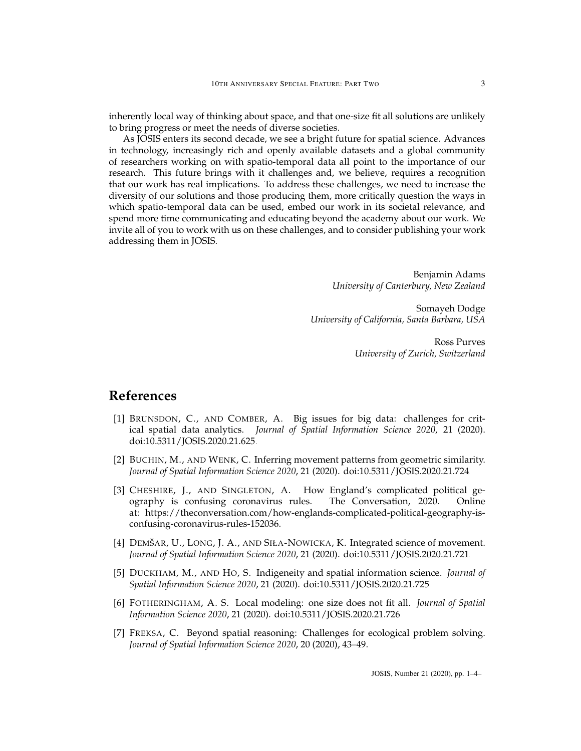inherently local way of thinking about space, and that one-size fit all solutions are unlikely to bring progress or meet the needs of diverse societies.

As JOSIS enters its second decade, we see a bright future for spatial science. Advances in technology, increasingly rich and openly available datasets and a global community of researchers working on with spatio-temporal data all point to the importance of our research. This future brings with it challenges and, we believe, requires a recognition that our work has real implications. To address these challenges, we need to increase the diversity of our solutions and those producing them, more critically question the ways in which spatio-temporal data can be used, embed our work in its societal relevance, and spend more time communicating and educating beyond the academy about our work. We invite all of you to work with us on these challenges, and to consider publishing your work addressing them in JOSIS.

Benjamin Adams
*University of Canterbury, New Zealand*

Somayeh Dodge
*University of California, Santa Barbara, USA*

Ross Purves
*University of Zurich, Switzerland*

# References

[1] Brunsdon, C., and Comber, A. Big issues for big data: challenges for critical spatial data analytics. *Journal of Spatial Information Science 2020*, 21 (2020). doi:10.5311/JOSIS.2020.21.625.

[2] Buchin, M., and Wenk, C. Inferring movement patterns from geometric similarity. *Journal of Spatial Information Science 2020*, 21 (2020). doi:10.5311/JOSIS.2020.21.724

[3] Cheshire, J., and Singleton, A. How England's complicated political geography is confusing coronavirus rules. The Conversation, 2020. Online at: https://theconversation.com/how-englands-complicated-political-geography-is-confusing-coronavirus-rules-152036.

[4] Demšar, U., Long, J. A., and Siła-Nowicka, K. Integrated science of movement. *Journal of Spatial Information Science 2020*, 21 (2020). doi:10.5311/JOSIS.2020.21.721

[5] Duckham, M., and Ho, S. Indigeneity and spatial information science. *Journal of Spatial Information Science 2020*, 21 (2020). doi:10.5311/JOSIS.2020.21.725.

[6] Fotheringham, A. S. Local modeling: one size does not fit all. *Journal of Spatial Information Science 2020*, 21 (2020). doi:10.5311/JOSIS.2020.21.726

[7] Freksa, C. Beyond spatial reasoning: Challenges for ecological problem solving. *Journal of Spatial Information Science 2020*, 20 (2020), 43–49.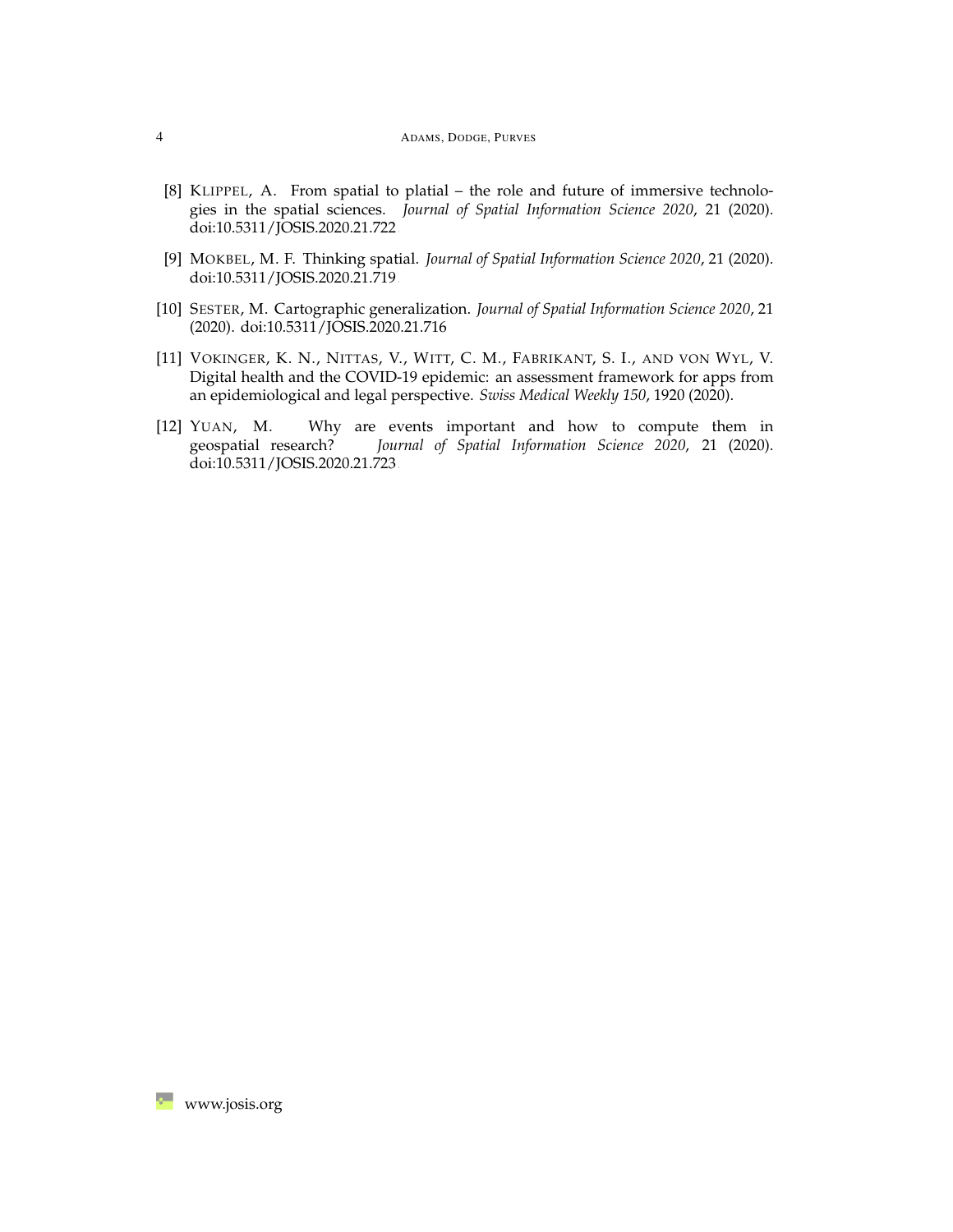[8] KLIPPEL, A. From spatial to platial – the role and future of immersive technologies in the spatial sciences. *Journal of Spatial Information Science 2020*, 21 (2020). doi:10.5311/JOSIS.2020.21.722

[9] MOKBEL, M. F. Thinking spatial. *Journal of Spatial Information Science 2020*, 21 (2020). doi:10.5311/JOSIS.2020.21.719

[10] SESTER, M. Cartographic generalization. *Journal of Spatial Information Science 2020*, 21 (2020). doi:10.5311/JOSIS.2020.21.716

[11] VOKINGER, K. N., NITTAS, V., WITT, C. M., FABRIKANT, S. I., AND VON WYL, V. Digital health and the COVID-19 epidemic: an assessment framework for apps from an epidemiological and legal perspective. *Swiss Medical Weekly 150*, 1920 (2020).

[12] YUAN, M. Why are events important and how to compute them in geospatial research? *Journal of Spatial Information Science 2020*, 21 (2020). doi:10.5311/JOSIS.2020.21.723